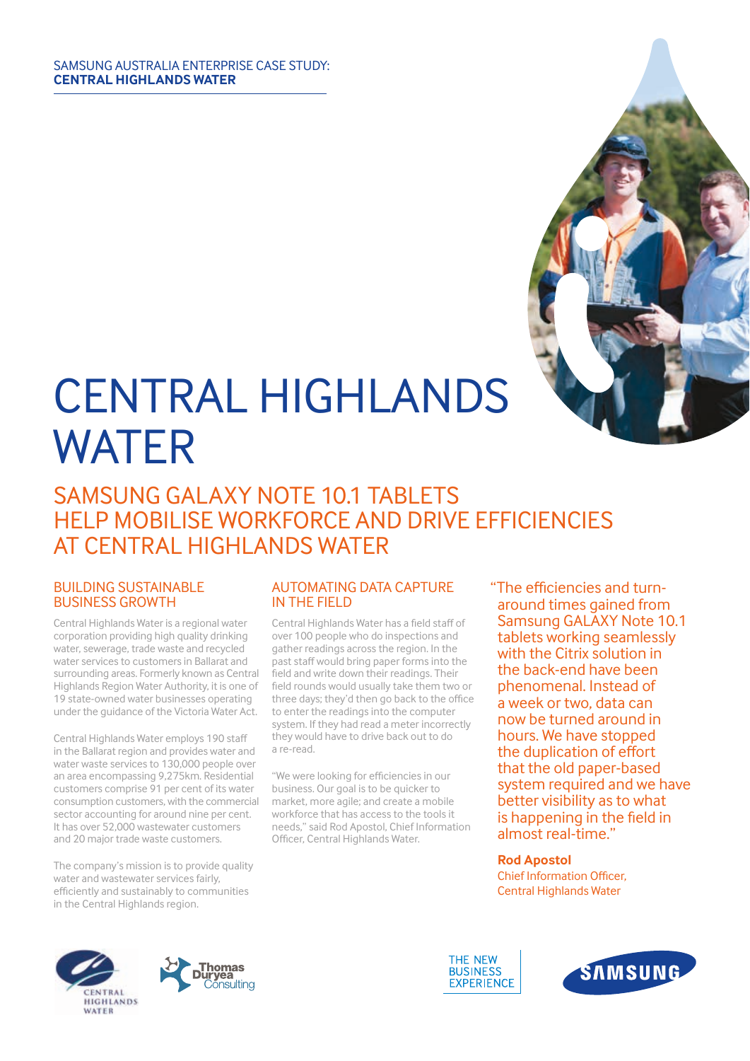SAMSUNG AUSTRALIA ENTERPRISE CASE STUDY:
**CENTRAL HIGHLANDS WATER**

# CENTRAL HIGHLANDS WATER

## SAMSUNG GALAXY NOTE 10.1 TABLETS HELP MOBILISE WORKFORCE AND DRIVE EFFICIENCIES AT CENTRAL HIGHLANDS WATER

### BUILDING SUSTAINABLE BUSINESS GROWTH

Central Highlands Water is a regional water corporation providing high quality drinking water, sewerage, trade waste and recycled water services to customers in Ballarat and surrounding areas. Formerly known as Central Highlands Region Water Authority, it is one of 19 state-owned water businesses operating under the guidance of the Victoria Water Act.

Central Highlands Water employs 190 staff in the Ballarat region and provides water and water waste services to 130,000 people over an area encompassing 9,275km. Residential customers comprise 91 per cent of its water consumption customers, with the commercial sector accounting for around nine per cent. It has over 52,000 wastewater customers and 20 major trade waste customers.

The company's mission is to provide quality water and wastewater services fairly, efficiently and sustainably to communities in the Central Highlands region.

### AUTOMATING DATA CAPTURE IN THE FIELD

Central Highlands Water has a field staff of over 100 people who do inspections and gather readings across the region. In the past staff would bring paper forms into the field and write down their readings. Their field rounds would usually take them two or three days; they'd then go back to the office to enter the readings into the computer system. If they had read a meter incorrectly they would have to drive back out to do a re-read.

"We were looking for efficiencies in our business. Our goal is to be quicker to market, more agile; and create a mobile workforce that has access to the tools it needs," said Rod Apostol, Chief Information Officer, Central Highlands Water.

> "The efficiencies and turn-around times gained from Samsung GALAXY Note 10.1 tablets working seamlessly with the Citrix solution in the back-end have been phenomenal. Instead of a week or two, data can now be turned around in hours. We have stopped the duplication of effort that the old paper-based system required and we have better visibility as to what is happening in the field in almost real-time."
>
> **Rod Apostol**
> Chief Information Officer,
> Central Highlands Water

CENTRAL HIGHLANDS WATER | Thomas Duryea Consulting | THE NEW BUSINESS EXPERIENCE | SAMSUNG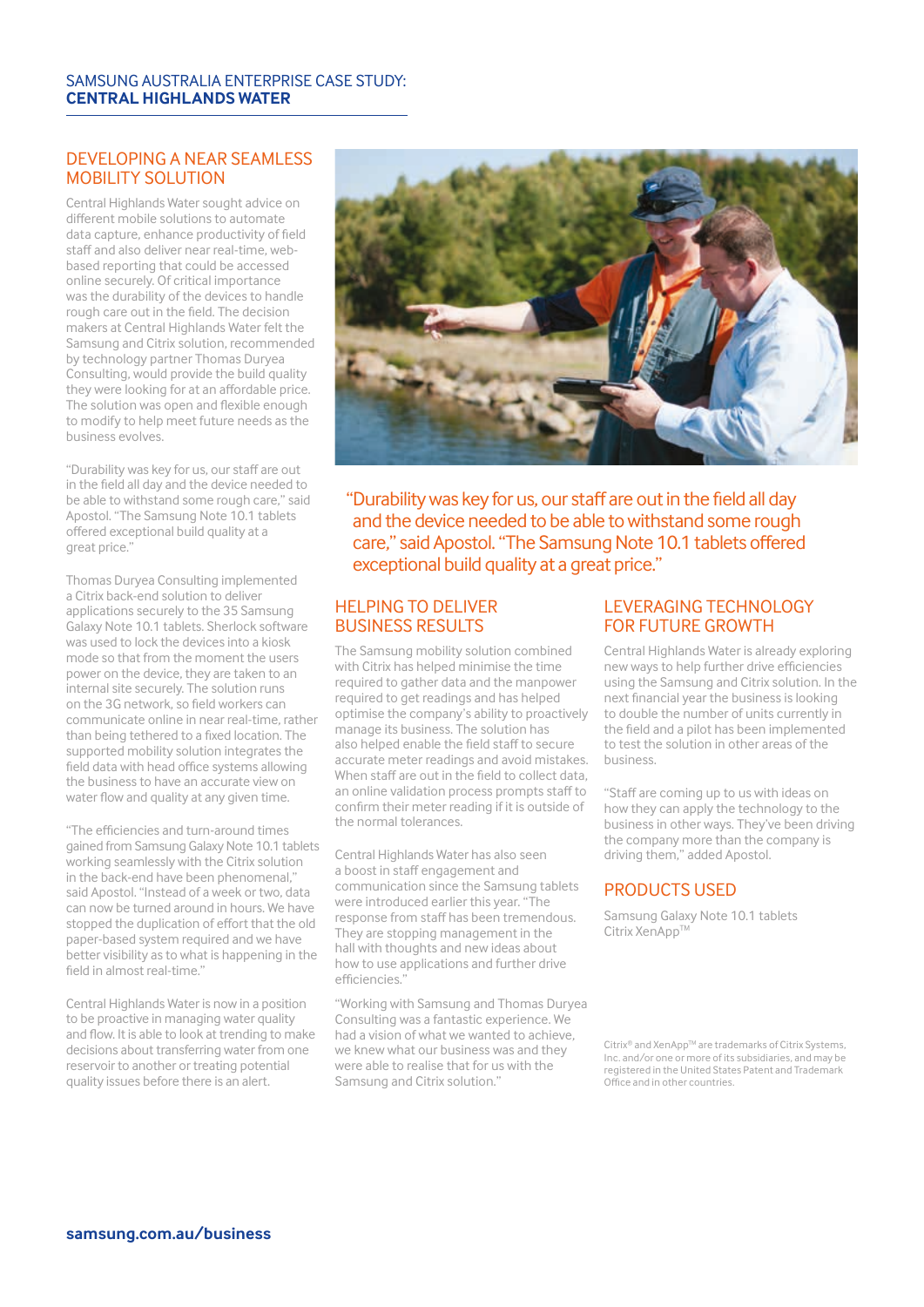SAMSUNG AUSTRALIA ENTERPRISE CASE STUDY:
**CENTRAL HIGHLANDS WATER**

## DEVELOPING A NEAR SEAMLESS MOBILITY SOLUTION

Central Highlands Water sought advice on different mobile solutions to automate data capture, enhance productivity of field staff and also deliver near real-time, web-based reporting that could be accessed online securely. Of critical importance was the durability of the devices to handle rough care out in the field. The decision makers at Central Highlands Water felt the Samsung and Citrix solution, recommended by technology partner Thomas Duryea Consulting, would provide the build quality they were looking for at an affordable price. The solution was open and flexible enough to modify to help meet future needs as the business evolves.

"Durability was key for us, our staff are out in the field all day and the device needed to be able to withstand some rough care," said Apostol. "The Samsung Note 10.1 tablets offered exceptional build quality at a great price."

Thomas Duryea Consulting implemented a Citrix back-end solution to deliver applications securely to the 35 Samsung Galaxy Note 10.1 tablets. Sherlock software was used to lock the devices into a kiosk mode so that from the moment the users power on the device, they are taken to an internal site securely. The solution runs on the 3G network, so field workers can communicate online in near real-time, rather than being tethered to a fixed location. The supported mobility solution integrates the field data with head office systems allowing the business to have an accurate view on water flow and quality at any given time.

"The efficiencies and turn-around times gained from Samsung Galaxy Note 10.1 tablets working seamlessly with the Citrix solution in the back-end have been phenomenal," said Apostol. "Instead of a week or two, data can now be turned around in hours. We have stopped the duplication of effort that the old paper-based system required and we have better visibility as to what is happening in the field in almost real-time."

Central Highlands Water is now in a position to be proactive in managing water quality and flow. It is able to look at trending to make decisions about transferring water from one reservoir to another or treating potential quality issues before there is an alert.

"Durability was key for us, our staff are out in the field all day and the device needed to be able to withstand some rough care," said Apostol. "The Samsung Note 10.1 tablets offered exceptional build quality at a great price."

## HELPING TO DELIVER BUSINESS RESULTS

The Samsung mobility solution combined with Citrix has helped minimise the time required to gather data and the manpower required to get readings and has helped optimise the company's ability to proactively manage its business. The solution has also helped enable the field staff to secure accurate meter readings and avoid mistakes. When staff are out in the field to collect data, an online validation process prompts staff to confirm their meter reading if it is outside of the normal tolerances.

Central Highlands Water has also seen a boost in staff engagement and communication since the Samsung tablets were introduced earlier this year. "The response from staff has been tremendous. They are stopping management in the hall with thoughts and new ideas about how to use applications and further drive efficiencies."

"Working with Samsung and Thomas Duryea Consulting was a fantastic experience. We had a vision of what we wanted to achieve, we knew what our business was and they were able to realise that for us with the Samsung and Citrix solution."

## LEVERAGING TECHNOLOGY FOR FUTURE GROWTH

Central Highlands Water is already exploring new ways to help further drive efficiencies using the Samsung and Citrix solution. In the next financial year the business is looking to double the number of units currently in the field and a pilot has been implemented to test the solution in other areas of the business.

"Staff are coming up to us with ideas on how they can apply the technology to the business in other ways. They've been driving the company more than the company is driving them," added Apostol.

## PRODUCTS USED

Samsung Galaxy Note 10.1 tablets
Citrix XenApp™

Citrix® and XenApp™ are trademarks of Citrix Systems, Inc. and/or one or more of its subsidiaries, and may be registered in the United States Patent and Trademark Office and in other countries.

**samsung.com.au/business**